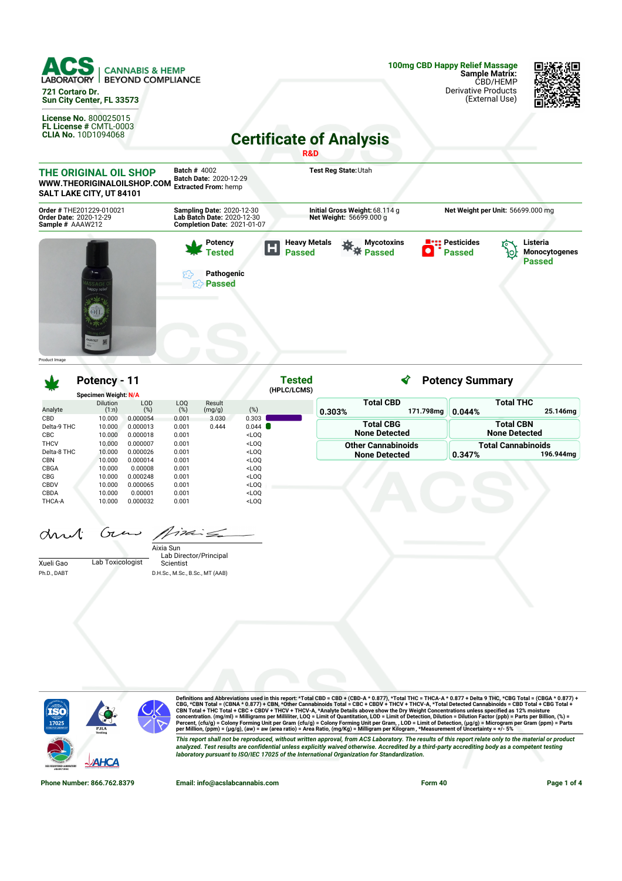**ACS LABORATORY** | CANNABIS & HEMP BEYOND COMPLIANCE

721 Cortaro Dr.
Sun City Center, FL 33573

**License No.** 800025015
**FL License #** CMTL-0003
**CLIA No.** 10D1094068

**100mg CBD Happy Relief Massage**
**Sample Matrix:** CBD/HEMP
Derivative Products
(External Use)

# Certificate of Analysis

R&D

**THE ORIGINAL OIL SHOP**
**WWW.THEORIGINALOILSHOP.COM**
**SALT LAKE CITY, UT 84101**

**Batch #** 4002
**Batch Date:** 2020-12-29
**Extracted From:** hemp

**Test Reg State:** Utah

**Order #** THE201229-010021
**Order Date:** 2020-12-29
**Sample #** AAAW212

**Sampling Date:** 2020-12-30
**Lab Batch Date:** 2020-12-30
**Completion Date:** 2021-01-07

**Initial Gross Weight:** 68.114 g
**Net Weight:** 56699.000 g

**Net Weight per Unit:** 56699.000 mg

Product Image

| Test | Status |
|---|---|
| Potency | Tested |
| Heavy Metals | Passed |
| Mycotoxins | Passed |
| Pesticides | Passed |
| Listeria Monocytogenes | Passed |
| Pathogenic | Passed |

## Potency - 11

**Tested** (HPLC/LCMS)

Specimen Weight: N/A

| Analyte | Dilution (1:n) | LOD (%) | LOQ (%) | Result (mg/g) | (%) |
|---|---|---|---|---|---|
| CBD | 10.000 | 0.000054 | 0.001 | 3.030 | 0.303 |
| Delta-9 THC | 10.000 | 0.000013 | 0.001 | 0.444 | 0.044 |
| CBC | 10.000 | 0.000018 | 0.001 | | <LOQ |
| THCV | 10.000 | 0.000007 | 0.001 | | <LOQ |
| Delta-8 THC | 10.000 | 0.000026 | 0.001 | | <LOQ |
| CBN | 10.000 | 0.000014 | 0.001 | | <LOQ |
| CBGA | 10.000 | 0.00008 | 0.001 | | <LOQ |
| CBG | 10.000 | 0.000248 | 0.001 | | <LOQ |
| CBDV | 10.000 | 0.000065 | 0.001 | | <LOQ |
| CBDA | 10.000 | 0.00001 | 0.001 | | <LOQ |
| THCA-A | 10.000 | 0.000032 | 0.001 | | <LOQ |

## Potency Summary

| | |
|---|---|
| **Total CBD**: 0.303% — 171.798mg | **Total THC**: 0.044% — 25.146mg |
| **Total CBG**: None Detected | **Total CBN**: None Detected |
| **Other Cannabinoids**: None Detected | **Total Cannabinoids**: 0.347% — 196.944mg |

Xueli Gao — Lab Toxicologist
Ph.D., DABT

Aixia Sun — Lab Director/Principal Scientist
D.H.Sc., M.Sc., B.Sc., MT (AAB)

Definitions and Abbreviations used in this report: *Total CBD = CBD + (CBD-A * 0.877), *Total THC = THCA-A * 0.877 + Delta 9 THC, *CBG Total = (CBGA * 0.877) + CBG, *CBN Total = (CBNA * 0.877) + CBN, *Other Cannabinoids Total = CBC + CBDV + THCV + THCV-A, *Total Detected Cannabinoids = CBD Total + CBG Total + CBN Total + THC Total + CBC + CBDV + THCV + THCV-A, *Analyte Details above show the Dry Weight Concentrations unless specified as 12% moisture concentration. (mg/ml) = Milligrams per Milliliter, LOQ = Limit of Quantitation, LOD = Limit of Detection, Dilution = Dilution Factor (ppb) = Parts per Billion, (%) = Percent, (cfu/g) = Colony Forming Unit per Gram (cfu/g) = Colony Forming Unit per Gram, , LOD = Limit of Detection, (µg/g) = Microgram per Gram (ppm) = Parts per Million, (ppm) = (µg/g), (aw) = aw (area ratio) = Area Ratio, (mg/Kg) = Milligram per Kilogram , *Measurement of Uncertainty = +/- 5%

*This report shall not be reproduced, without written approval, from ACS Laboratory. The results of this report relate only to the material or product analyzed. Test results are confidential unless explicitly waived otherwise. Accredited by a third-party accrediting body as a competent testing laboratory pursuant to ISO/IEC 17025 of the International Organization for Standardization.*

Phone Number: 866.762.8379 | Email: info@acslabcannabis.com | Form 40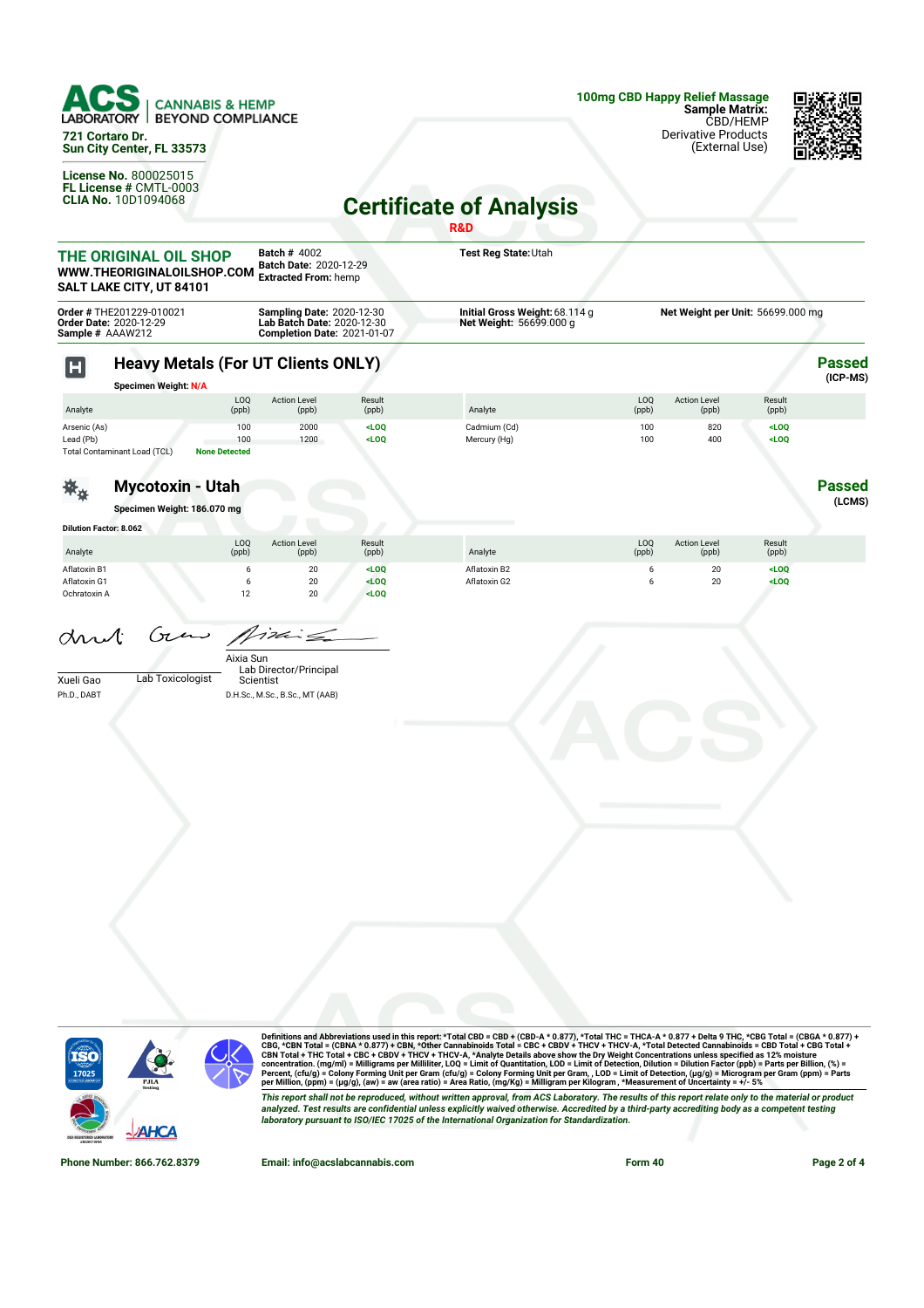ACS LABORATORY | CANNABIS & HEMP BEYOND COMPLIANCE

721 Cortaro Dr.
Sun City Center, FL 33573

License No. 800025015
FL License # CMTL-0003
CLIA No. 10D1094068

**100mg CBD Happy Relief Massage**
**Sample Matrix:** CBD/HEMP Derivative Products (External Use)

# Certificate of Analysis

R&D

**THE ORIGINAL OIL SHOP**
**WWW.THEORIGINALOILSHOP.COM**
**SALT LAKE CITY, UT 84101**

**Batch #** 4002
**Batch Date:** 2020-12-29
**Extracted From:** hemp

**Test Reg State:** Utah

**Order #** THE201229-010021
**Order Date:** 2020-12-29
**Sample #** AAAW212

**Sampling Date:** 2020-12-30
**Lab Batch Date:** 2020-12-30
**Completion Date:** 2021-01-07

**Initial Gross Weight:** 68.114 g
**Net Weight:** 56699.000 g

**Net Weight per Unit:** 56699.000 mg

## Heavy Metals (For UT Clients ONLY)

**Passed** (ICP-MS)

**Specimen Weight:** N/A

| Analyte | LOQ (ppb) | Action Level (ppb) | Result (ppb) | Analyte | LOQ (ppb) | Action Level (ppb) | Result (ppb) |
|---|---|---|---|---|---|---|---|
| Arsenic (As) | 100 | 2000 | <LOQ | Cadmium (Cd) | 100 | 820 | <LOQ |
| Lead (Pb) | 100 | 1200 | <LOQ | Mercury (Hg) | 100 | 400 | <LOQ |
| Total Contaminant Load (TCL) | None Detected | | | | | | |

## Mycotoxin - Utah

**Passed** (LCMS)

**Specimen Weight:** 186.070 mg

**Dilution Factor:** 8.062

| Analyte | LOQ (ppb) | Action Level (ppb) | Result (ppb) | Analyte | LOQ (ppb) | Action Level (ppb) | Result (ppb) |
|---|---|---|---|---|---|---|---|
| Aflatoxin B1 | 6 | 20 | <LOQ | Aflatoxin B2 | 6 | 20 | <LOQ |
| Aflatoxin G1 | 6 | 20 | <LOQ | Aflatoxin G2 | 6 | 20 | <LOQ |
| Ochratoxin A | 12 | 20 | <LOQ | | | | |

Xueli Gao — Lab Toxicologist
Ph.D., DABT

Aixia Sun — Lab Director/Principal Scientist
D.H.Sc., M.Sc., B.Sc., MT (AAB)

**Definitions and Abbreviations used in this report:** *Total CBD = CBD + (CBD-A * 0.877), *Total THC = THCA-A * 0.877 + Delta 9 THC, *CBG Total = (CBGA * 0.877) + CBG, *CBN Total = (CBNA * 0.877) + CBN, *Other Cannabinoids Total = CBC + CBDV + THCV + THCV-A, *Total Detected Cannabinoids = CBD Total + CBG Total + CBN Total + THC Total + CBC + CBDV + THCV + THCV-A, *Analyte Details above show the Dry Weight Concentrations unless specified as 12% moisture concentration. (mg/ml) = Milligrams per Milliliter, LOQ = Limit of Quantitation, LOD = Limit of Detection, Dilution = Dilution Factor (ppb) = Parts per Billion, (%) = Percent, (cfu/g) = Colony Forming Unit per Gram (cfu/g) = Colony Forming Unit per Gram, , LOD = Limit of Detection, (µg/g) = Microgram per Gram (ppm) = Parts per Million, (ppm) = (µg/g), (aw) = aw (area ratio) = Area Ratio, (mg/Kg) = Milligram per Kilogram , *Measurement of Uncertainty = +/- 5%

*This report shall not be reproduced, without written approval, from ACS Laboratory. The results of this report relate only to the material or product analyzed. Test results are confidential unless explicitly waived otherwise. Accredited by a third-party accrediting body as a competent testing laboratory pursuant to ISO/IEC 17025 of the International Organization for Standardization.*

Phone Number: 866.762.8379 | Email: info@acslabcannabis.com | Form 40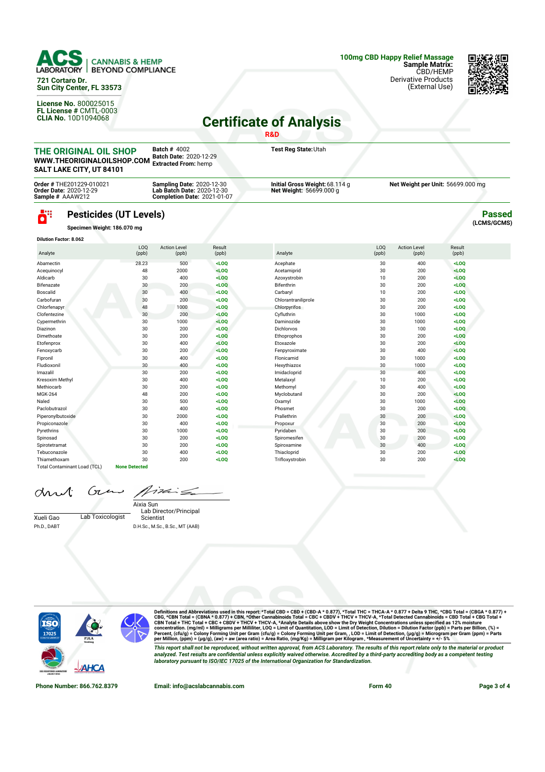**ACS LABORATORY** | CANNABIS & HEMP BEYOND COMPLIANCE

721 Cortaro Dr.
Sun City Center, FL 33573

**License No.** 800025015
**FL License #** CMTL-0003
**CLIA No.** 10D1094068

**100mg CBD Happy Relief Massage**
**Sample Matrix:** CBD/HEMP
Derivative Products
(External Use)

# Certificate of Analysis

R&D

**THE ORIGINAL OIL SHOP**
**WWW.THEORIGINALOILSHOP.COM**
**SALT LAKE CITY, UT 84101**

**Batch #** 4002
**Batch Date:** 2020-12-29
**Extracted From:** hemp

**Test Reg State:** Utah

**Order #** THE201229-010021
**Order Date:** 2020-12-29
**Sample #** AAAW212

**Sampling Date:** 2020-12-30
**Lab Batch Date:** 2020-12-30
**Completion Date:** 2021-01-07

**Initial Gross Weight:** 68.114 g
**Net Weight:** 56699.000 g

**Net Weight per Unit:** 56699.000 mg

## Pesticides (UT Levels)

**Passed** (LCMS/GCMS)

**Specimen Weight:** 186.070 mg

**Dilution Factor:** 8.062

| Analyte | LOQ (ppb) | Action Level (ppb) | Result (ppb) | Analyte | LOQ (ppb) | Action Level (ppb) | Result (ppb) |
|---|---|---|---|---|---|---|---|
| Abamectin | 28.23 | 500 | <LOQ | Acephate | 30 | 400 | <LOQ |
| Acequinocyl | 48 | 2000 | <LOQ | Acetamiprid | 30 | 200 | <LOQ |
| Aldicarb | 30 | 400 | <LOQ | Azoxystrobin | 10 | 200 | <LOQ |
| Bifenazate | 30 | 200 | <LOQ | Bifenthrin | 30 | 200 | <LOQ |
| Boscalid | 30 | 400 | <LOQ | Carbaryl | 10 | 200 | <LOQ |
| Carbofuran | 30 | 200 | <LOQ | Chlorantraniliprole | 30 | 200 | <LOQ |
| Chlorfenapyr | 48 | 1000 | <LOQ | Chlorpyrifos | 30 | 200 | <LOQ |
| Clofentezine | 30 | 200 | <LOQ | Cyfluthrin | 30 | 1000 | <LOQ |
| Cypermethrin | 30 | 1000 | <LOQ | Daminozide | 30 | 1000 | <LOQ |
| Diazinon | 30 | 200 | <LOQ | Dichlorvos | 30 | 100 | <LOQ |
| Dimethoate | 30 | 200 | <LOQ | Ethoprophos | 30 | 200 | <LOQ |
| Etofenprox | 30 | 400 | <LOQ | Etoxazole | 30 | 200 | <LOQ |
| Fenoxycarb | 30 | 200 | <LOQ | Fenpyroximate | 30 | 400 | <LOQ |
| Fipronil | 30 | 400 | <LOQ | Flonicamid | 30 | 1000 | <LOQ |
| Fludioxonil | 30 | 400 | <LOQ | Hexythiazox | 30 | 1000 | <LOQ |
| Imazalil | 30 | 200 | <LOQ | Imidacloprid | 30 | 400 | <LOQ |
| Kresoxim Methyl | 30 | 400 | <LOQ | Metalaxyl | 10 | 200 | <LOQ |
| Methiocarb | 30 | 200 | <LOQ | Methomyl | 30 | 400 | <LOQ |
| MGK-264 | 48 | 200 | <LOQ | Myclobutanil | 30 | 200 | <LOQ |
| Naled | 30 | 500 | <LOQ | Oxamyl | 30 | 1000 | <LOQ |
| Paclobutrazol | 30 | 400 | <LOQ | Phosmet | 30 | 200 | <LOQ |
| Piperonylbutoxide | 30 | 2000 | <LOQ | Prallethrin | 30 | 200 | <LOQ |
| Propiconazole | 30 | 400 | <LOQ | Propoxur | 30 | 200 | <LOQ |
| Pyrethrins | 30 | 1000 | <LOQ | Pyridaben | 30 | 200 | <LOQ |
| Spinosad | 30 | 200 | <LOQ | Spiromesifen | 30 | 200 | <LOQ |
| Spirotetramat | 30 | 200 | <LOQ | Spiroxamine | 30 | 400 | <LOQ |
| Tebuconazole | 30 | 400 | <LOQ | Thiacloprid | 30 | 200 | <LOQ |
| Thiamethoxam | 30 | 200 | <LOQ | Trifloxystrobin | 30 | 200 | <LOQ |
| Total Contaminant Load (TCL) | **None Detected** | | | | | | |

Xueli Gao, Ph.D., DABT — Lab Toxicologist

Aixia Sun, D.H.Sc., M.Sc., B.Sc., MT (AAB) — Lab Director/Principal Scientist

**Definitions and Abbreviations used in this report:** *Total CBD = CBD + (CBD-A * 0.877), *Total THC = THCA-A * 0.877 + Delta 9 THC, *CBG Total = (CBGA * 0.877) + CBG, *CBN Total = (CBNA * 0.877) + CBN, *Other Cannabinoids Total = CBC + CBDV + THCV + THCV-A, *Total Detected Cannabinoids = CBD Total + CBG Total + CBN Total + THC Total + CBC + CBDV + THCV + THCV-A, *Analyte Details above show the Dry Weight Concentrations unless specified as 12% moisture concentration. (mg/ml) = Milligrams per Milliliter, LOQ = Limit of Quantitation, LOD = Limit of Detection, Dilution = Dilution Factor (ppb) = Parts per Billion, (%) = Percent, (cfu/g) = Colony Forming Unit per Gram (cfu/g) = Colony Forming Unit per Gram, , LOD = Limit of Detection, (µg/g) = Microgram per Gram (ppm) = Parts per Million, (ppm) = (µg/g), (aw) = aw (area ratio) = Area Ratio, (mg/Kg) = Milligram per Kilogram , *Measurement of Uncertainty = +/- 5%

*This report shall not be reproduced, without written approval, from ACS Laboratory. The results of this report relate only to the material or product analyzed. Test results are confidential unless explicitly waived otherwise. Accredited by a third-party accrediting body as a competent testing laboratory pursuant to ISO/IEC 17025 of the International Organization for Standardization.*

**Phone Number:** 866.762.8379 | **Email:** info@acslabcannabis.com | **Form 40**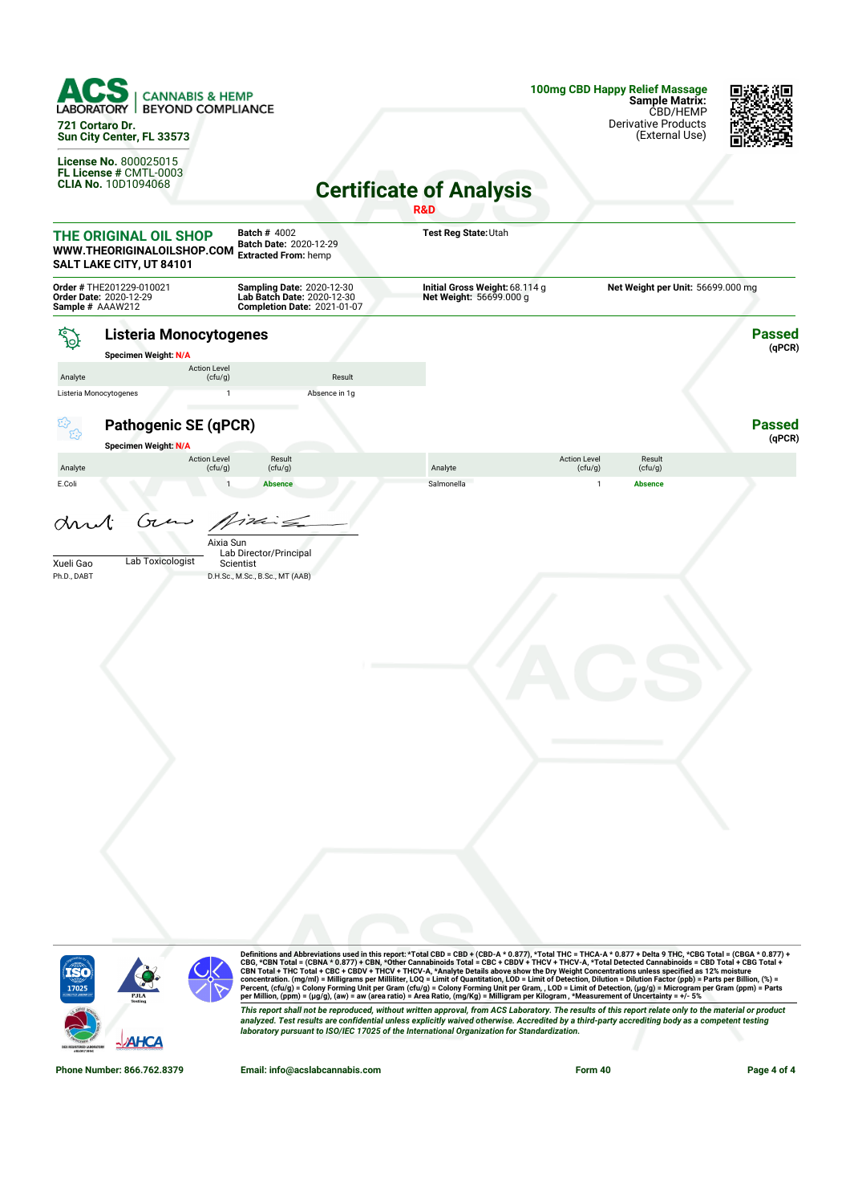**ACS LABORATORY** | CANNABIS & HEMP BEYOND COMPLIANCE

721 Cortaro Dr.
Sun City Center, FL 33573

**License No.** 800025015
**FL License #** CMTL-0003
**CLIA No.** 10D1094068

**100mg CBD Happy Relief Massage**
**Sample Matrix:** CBD/HEMP
Derivative Products
(External Use)

# Certificate of Analysis

R&D

| | | | |
|---|---|---|---|
| **THE ORIGINAL OIL SHOP** WWW.THEORIGINALOILSHOP.COM SALT LAKE CITY, UT 84101 | **Batch #** 4002 **Batch Date:** 2020-12-29 **Extracted From:** hemp | **Test Reg State:** Utah | |
| **Order #** THE201229-010021 **Order Date:** 2020-12-29 **Sample #** AAAW212 | **Sampling Date:** 2020-12-30 **Lab Batch Date:** 2020-12-30 **Completion Date:** 2021-01-07 | **Initial Gross Weight:** 68.114 g **Net Weight:** 56699.000 g | **Net Weight per Unit:** 56699.000 mg |

## Listeria Monocytogenes

**Passed** (qPCR)

**Specimen Weight:** N/A

| Analyte | Action Level (cfu/g) | Result |
|---|---|---|
| Listeria Monocytogenes | 1 | Absence in 1g |

## Pathogenic SE (qPCR)

**Passed** (qPCR)

**Specimen Weight:** N/A

| Analyte | Action Level (cfu/g) | Result (cfu/g) | Analyte | Action Level (cfu/g) | Result (cfu/g) |
|---|---|---|---|---|---|
| E.Coli | 1 | **Absence** | Salmonella | 1 | **Absence** |

Xueli Gao, Ph.D., DABT — Lab Toxicologist

Aixia Sun, D.H.Sc., M.Sc., B.Sc., MT (AAB) — Lab Director/Principal Scientist

**Definitions and Abbreviations used in this report:** *Total CBD = CBD + (CBD-A * 0.877), *Total THC = THCA-A * 0.877 + Delta 9 THC, *CBG Total = (CBGA * 0.877) + CBG, *CBN Total = (CBNA * 0.877) + CBN, *Other Cannabinoids Total = CBC + CBDV + THCV + THCV-A, *Total Detected Cannabinoids = CBD Total + CBG Total + CBN Total + THC Total + CBC + CBDV + THCV + THCV-A, *Analyte Details above show the Dry Weight Concentrations unless specified as 12% moisture concentration. (mg/ml) = Milligrams per Milliliter, LOQ = Limit of Quantitation, LOD = Limit of Detection, Dilution = Dilution Factor (ppb) = Parts per Billion, (%) = Percent, (cfu/g) = Colony Forming Unit per Gram (cfu/g) = Colony Forming Unit per Gram, , LOD = Limit of Detection, (µg/g) = Microgram per Gram (ppm) = Parts per Million, (ppm) = (µg/g), (aw) = aw (area ratio) = Area Ratio, (mg/Kg) = Milligram per Kilogram , *Measurement of Uncertainty = +/- 5%

*This report shall not be reproduced, without written approval, from ACS Laboratory. The results of this report relate only to the material or product analyzed. Test results are confidential unless explicitly waived otherwise. Accredited by a third-party accrediting body as a competent testing laboratory pursuant to ISO/IEC 17025 of the International Organization for Standardization.*

Phone Number: 866.762.8379 | Email: info@acslabcannabis.com | Form 40